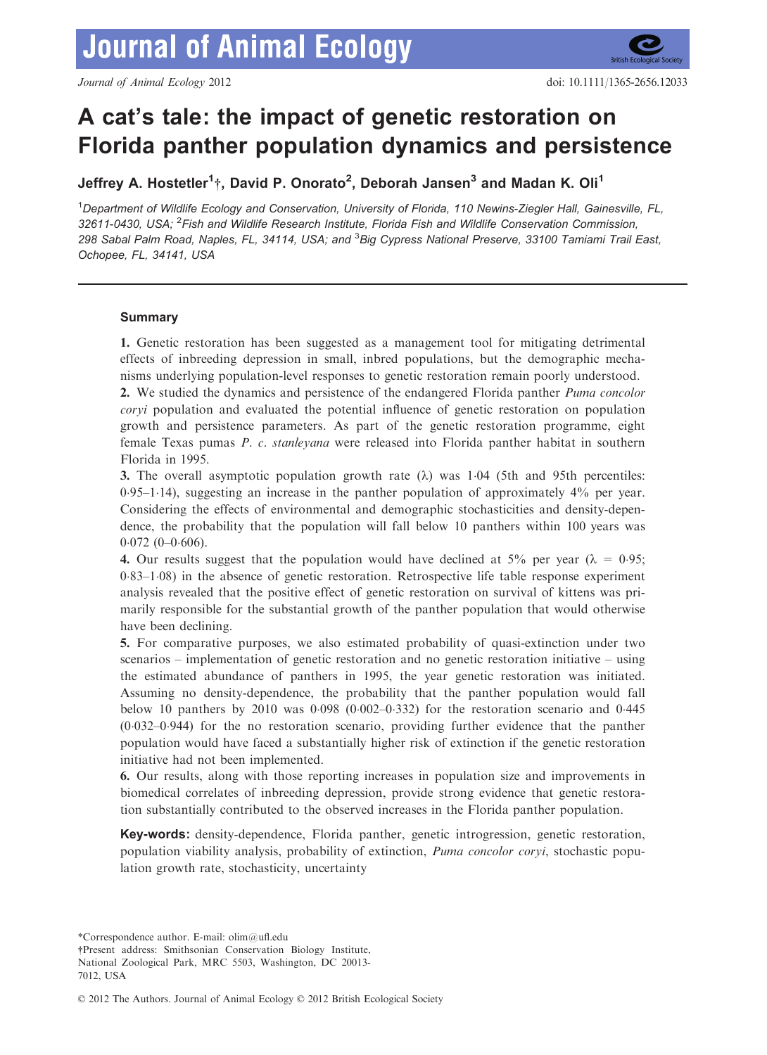# A cat's tale: the impact of genetic restoration on Florida panther population dynamics and persistence

**Jeffrey A. Hostetler[1]†, David P. Onorato[2], Deborah Jansen[3] and Madan K. Oli[1]**

[1]*Department of Wildlife Ecology and Conservation, University of Florida, 110 Newins-Ziegler Hall, Gainesville, FL, 32611-0430, USA;* [2]*Fish and Wildlife Research Institute, Florida Fish and Wildlife Conservation Commission, 298 Sabal Palm Road, Naples, FL, 34114, USA; and* [3]*Big Cypress National Preserve, 33100 Tamiami Trail East, Ochopee, FL, 34141, USA*

## Summary

**1.** Genetic restoration has been suggested as a management tool for mitigating detrimental effects of inbreeding depression in small, inbred populations, but the demographic mechanisms underlying population-level responses to genetic restoration remain poorly understood.

**2.** We studied the dynamics and persistence of the endangered Florida panther *Puma concolor coryi* population and evaluated the potential influence of genetic restoration on population growth and persistence parameters. As part of the genetic restoration programme, eight female Texas pumas *P. c. stanleyana* were released into Florida panther habitat in southern Florida in 1995.

**3.** The overall asymptotic population growth rate ($\lambda$) was 1·04 (5th and 95th percentiles: 0·95–1·14), suggesting an increase in the panther population of approximately 4% per year. Considering the effects of environmental and demographic stochasticities and density-dependence, the probability that the population will fall below 10 panthers within 100 years was 0·072 (0–0·606).

**4.** Our results suggest that the population would have declined at 5% per year ($\lambda$ = 0·95; 0·83–1·08) in the absence of genetic restoration. Retrospective life table response experiment analysis revealed that the positive effect of genetic restoration on survival of kittens was primarily responsible for the substantial growth of the panther population that would otherwise have been declining.

**5.** For comparative purposes, we also estimated probability of quasi-extinction under two scenarios – implementation of genetic restoration and no genetic restoration initiative – using the estimated abundance of panthers in 1995, the year genetic restoration was initiated. Assuming no density-dependence, the probability that the panther population would fall below 10 panthers by 2010 was 0·098 (0·002–0·332) for the restoration scenario and 0·445 (0·032–0·944) for the no restoration scenario, providing further evidence that the panther population would have faced a substantially higher risk of extinction if the genetic restoration initiative had not been implemented.

**6.** Our results, along with those reporting increases in population size and improvements in biomedical correlates of inbreeding depression, provide strong evidence that genetic restoration substantially contributed to the observed increases in the Florida panther population.

**Key-words:** density-dependence, Florida panther, genetic introgression, genetic restoration, population viability analysis, probability of extinction, *Puma concolor coryi*, stochastic population growth rate, stochasticity, uncertainty

*Correspondence author. E-mail: olim@ufl.edu

†Present address: Smithsonian Conservation Biology Institute, National Zoological Park, MRC 5503, Washington, DC 20013-7012, USA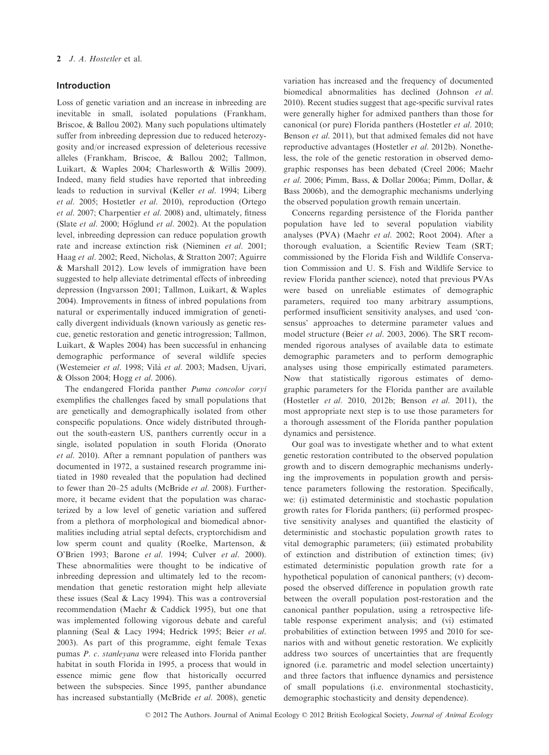## Introduction

Loss of genetic variation and an increase in inbreeding are inevitable in small, isolated populations (Frankham, Briscoe, & Ballou 2002). Many such populations ultimately suffer from inbreeding depression due to reduced heterozygosity and/or increased expression of deleterious recessive alleles (Frankham, Briscoe, & Ballou 2002; Tallmon, Luikart, & Waples 2004; Charlesworth & Willis 2009). Indeed, many field studies have reported that inbreeding leads to reduction in survival (Keller *et al*. 1994; Liberg *et al*. 2005; Hostetler *et al*. 2010), reproduction (Ortego *et al*. 2007; Charpentier *et al*. 2008) and, ultimately, fitness (Slate *et al*. 2000; Höglund *et al*. 2002). At the population level, inbreeding depression can reduce population growth rate and increase extinction risk (Nieminen *et al*. 2001; Haag *et al*. 2002; Reed, Nicholas, & Stratton 2007; Aguirre & Marshall 2012). Low levels of immigration have been suggested to help alleviate detrimental effects of inbreeding depression (Ingvarsson 2001; Tallmon, Luikart, & Waples 2004). Improvements in fitness of inbred populations from natural or experimentally induced immigration of genetically divergent individuals (known variously as genetic rescue, genetic restoration and genetic introgression; Tallmon, Luikart, & Waples 2004) has been successful in enhancing demographic performance of several wildlife species (Westemeier *et al*. 1998; Vilà *et al*. 2003; Madsen, Ujvari, & Olsson 2004; Hogg *et al*. 2006).

The endangered Florida panther *Puma concolor coryi* exemplifies the challenges faced by small populations that are genetically and demographically isolated from other conspecific populations. Once widely distributed throughout the south-eastern US, panthers currently occur in a single, isolated population in south Florida (Onorato *et al*. 2010). After a remnant population of panthers was documented in 1972, a sustained research programme initiated in 1980 revealed that the population had declined to fewer than 20–25 adults (McBride *et al*. 2008). Furthermore, it became evident that the population was characterized by a low level of genetic variation and suffered from a plethora of morphological and biomedical abnormalities including atrial septal defects, cryptorchidism and low sperm count and quality (Roelke, Martenson, & O'Brien 1993; Barone *et al*. 1994; Culver *et al*. 2000). These abnormalities were thought to be indicative of inbreeding depression and ultimately led to the recommendation that genetic restoration might help alleviate these issues (Seal & Lacy 1994). This was a controversial recommendation (Maehr & Caddick 1995), but one that was implemented following vigorous debate and careful planning (Seal & Lacy 1994; Hedrick 1995; Beier *et al*. 2003). As part of this programme, eight female Texas pumas *P. c. stanleyana* were released into Florida panther habitat in south Florida in 1995, a process that would in essence mimic gene flow that historically occurred between the subspecies. Since 1995, panther abundance has increased substantially (McBride *et al*. 2008), genetic variation has increased and the frequency of documented biomedical abnormalities has declined (Johnson *et al*. 2010). Recent studies suggest that age-specific survival rates were generally higher for admixed panthers than those for canonical (or pure) Florida panthers (Hostetler *et al*. 2010; Benson *et al*. 2011), but that admixed females did not have reproductive advantages (Hostetler *et al*. 2012b). Nonetheless, the role of the genetic restoration in observed demographic responses has been debated (Creel 2006; Maehr *et al*. 2006; Pimm, Bass, & Dollar 2006a; Pimm, Dollar, & Bass 2006b), and the demographic mechanisms underlying the observed population growth remain uncertain.

Concerns regarding persistence of the Florida panther population have led to several population viability analyses (PVA) (Maehr *et al*. 2002; Root 2004). After a thorough evaluation, a Scientific Review Team (SRT; commissioned by the Florida Fish and Wildlife Conservation Commission and U. S. Fish and Wildlife Service to review Florida panther science), noted that previous PVAs were based on unreliable estimates of demographic parameters, required too many arbitrary assumptions, performed insufficient sensitivity analyses, and used 'consensus' approaches to determine parameter values and model structure (Beier *et al*. 2003, 2006). The SRT recommended rigorous analyses of available data to estimate demographic parameters and to perform demographic analyses using those empirically estimated parameters. Now that statistically rigorous estimates of demographic parameters for the Florida panther are available (Hostetler *et al*. 2010, 2012b; Benson *et al*. 2011), the most appropriate next step is to use those parameters for a thorough assessment of the Florida panther population dynamics and persistence.

Our goal was to investigate whether and to what extent genetic restoration contributed to the observed population growth and to discern demographic mechanisms underlying the improvements in population growth and persistence parameters following the restoration. Specifically, we: (i) estimated deterministic and stochastic population growth rates for Florida panthers; (ii) performed prospective sensitivity analyses and quantified the elasticity of deterministic and stochastic population growth rates to vital demographic parameters; (iii) estimated probability of extinction and distribution of extinction times; (iv) estimated deterministic population growth rate for a hypothetical population of canonical panthers; (v) decomposed the observed difference in population growth rate between the overall population post-restoration and the canonical panther population, using a retrospective life-table response experiment analysis; and (vi) estimated probabilities of extinction between 1995 and 2010 for scenarios with and without genetic restoration. We explicitly address two sources of uncertainties that are frequently ignored (i.e. parametric and model selection uncertainty) and three factors that influence dynamics and persistence of small populations (i.e. environmental stochasticity, demographic stochasticity and density dependence).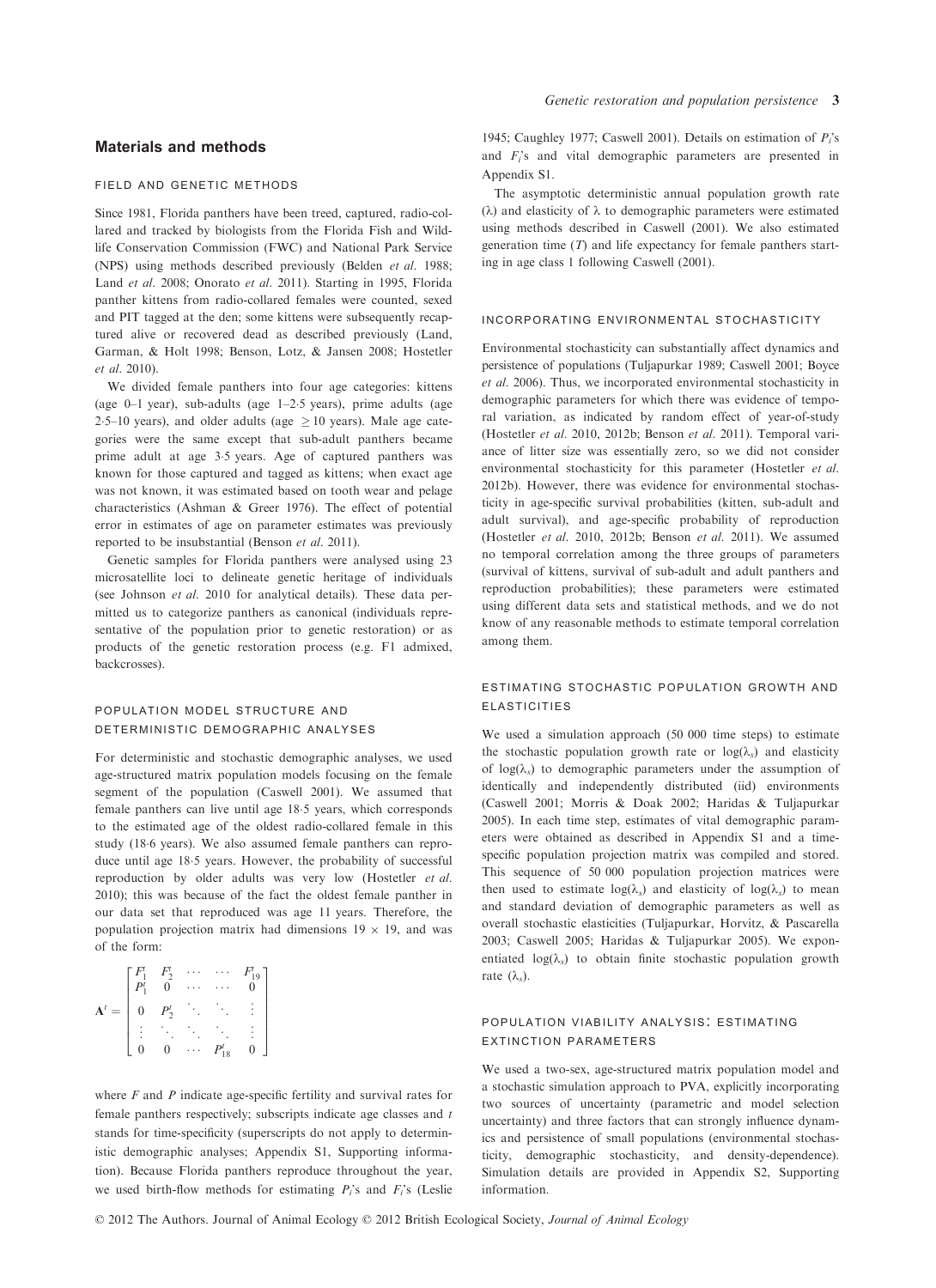## Materials and methods

### Field and genetic methods

Since 1981, Florida panthers have been treed, captured, radio-collared and tracked by biologists from the Florida Fish and Wildlife Conservation Commission (FWC) and National Park Service (NPS) using methods described previously (Belden *et al.* 1988; Land *et al.* 2008; Onorato *et al.* 2011). Starting in 1995, Florida panther kittens from radio-collared females were counted, sexed and PIT tagged at the den; some kittens were subsequently recaptured alive or recovered dead as described previously (Land, Garman, & Holt 1998; Benson, Lotz, & Jansen 2008; Hostetler *et al.* 2010).

We divided female panthers into four age categories: kittens (age 0–1 year), sub-adults (age 1–2·5 years), prime adults (age 2·5–10 years), and older adults (age $\geq$ 10 years). Male age categories were the same except that sub-adult panthers became prime adult at age 3·5 years. Age of captured panthers was known for those captured and tagged as kittens; when exact age was not known, it was estimated based on tooth wear and pelage characteristics (Ashman & Greer 1976). The effect of potential error in estimates of age on parameter estimates was previously reported to be insubstantial (Benson *et al.* 2011).

Genetic samples for Florida panthers were analysed using 23 microsatellite loci to delineate genetic heritage of individuals (see Johnson *et al.* 2010 for analytical details). These data permitted us to categorize panthers as canonical (individuals representative of the population prior to genetic restoration) or as products of the genetic restoration process (e.g. F1 admixed, backcrosses).

### Population model structure and deterministic demographic analyses

For deterministic and stochastic demographic analyses, we used age-structured matrix population models focusing on the female segment of the population (Caswell 2001). We assumed that female panthers can live until age 18·5 years, which corresponds to the estimated age of the oldest radio-collared female in this study (18·6 years). We also assumed female panthers can reproduce until age 18·5 years. However, the probability of successful reproduction by older adults was very low (Hostetler *et al.* 2010); this was because of the fact the oldest female panther in our data set that reproduced was age 11 years. Therefore, the population projection matrix had dimensions 19 × 19, and was of the form:

$$\mathbf{A}^t = \begin{bmatrix} F_1^t & F_2^t & \cdots & \cdots & F_{19}^t \\ P_1^t & 0 & \cdots & \cdots & 0 \\ 0 & P_2^t & \ddots & \ddots & \vdots \\ \vdots & \ddots & \ddots & \ddots & \vdots \\ 0 & 0 & \cdots & P_{18}^t & 0 \end{bmatrix}$$

where $F$ and $P$ indicate age-specific fertility and survival rates for female panthers respectively; subscripts indicate age classes and $t$ stands for time-specificity (superscripts do not apply to deterministic demographic analyses; Appendix S1, Supporting information). Because Florida panthers reproduce throughout the year, we used birth-flow methods for estimating $P_i$'s and $F_i$'s (Leslie 1945; Caughley 1977; Caswell 2001). Details on estimation of $P_i$'s and $F_i$'s and vital demographic parameters are presented in Appendix S1.

The asymptotic deterministic annual population growth rate ($\lambda$) and elasticity of $\lambda$ to demographic parameters were estimated using methods described in Caswell (2001). We also estimated generation time ($T$) and life expectancy for female panthers starting in age class 1 following Caswell (2001).

### Incorporating environmental stochasticity

Environmental stochasticity can substantially affect dynamics and persistence of populations (Tuljapurkar 1989; Caswell 2001; Boyce *et al.* 2006). Thus, we incorporated environmental stochasticity in demographic parameters for which there was evidence of temporal variation, as indicated by random effect of year-of-study (Hostetler *et al.* 2010, 2012b; Benson *et al.* 2011). Temporal variance of litter size was essentially zero, so we did not consider environmental stochasticity for this parameter (Hostetler *et al.* 2012b). However, there was evidence for environmental stochasticity in age-specific survival probabilities (kitten, sub-adult and adult survival), and age-specific probability of reproduction (Hostetler *et al.* 2010, 2012b; Benson *et al.* 2011). We assumed no temporal correlation among the three groups of parameters (survival of kittens, survival of sub-adult and adult panthers and reproduction probabilities); these parameters were estimated using different data sets and statistical methods, and we do not know of any reasonable methods to estimate temporal correlation among them.

### Estimating stochastic population growth and elasticities

We used a simulation approach (50 000 time steps) to estimate the stochastic population growth rate or $\log(\lambda_s)$ and elasticity of $\log(\lambda_s)$ to demographic parameters under the assumption of identically and independently distributed (iid) environments (Caswell 2001; Morris & Doak 2002; Haridas & Tuljapurkar 2005). In each time step, estimates of vital demographic parameters were obtained as described in Appendix S1 and a time-specific population projection matrix was compiled and stored. This sequence of 50 000 population projection matrices were then used to estimate $\log(\lambda_s)$ and elasticity of $\log(\lambda_s)$ to mean and standard deviation of demographic parameters as well as overall stochastic elasticities (Tuljapurkar, Horvitz, & Pascarella 2003; Caswell 2005; Haridas & Tuljapurkar 2005). We exponentiated $\log(\lambda_s)$ to obtain finite stochastic population growth rate ($\lambda_s$).

### Population viability analysis: estimating extinction parameters

We used a two-sex, age-structured matrix population model and a stochastic simulation approach to PVA, explicitly incorporating two sources of uncertainty (parametric and model selection uncertainty) and three factors that can strongly influence dynamics and persistence of small populations (environmental stochasticity, demographic stochasticity, and density-dependence). Simulation details are provided in Appendix S2, Supporting information.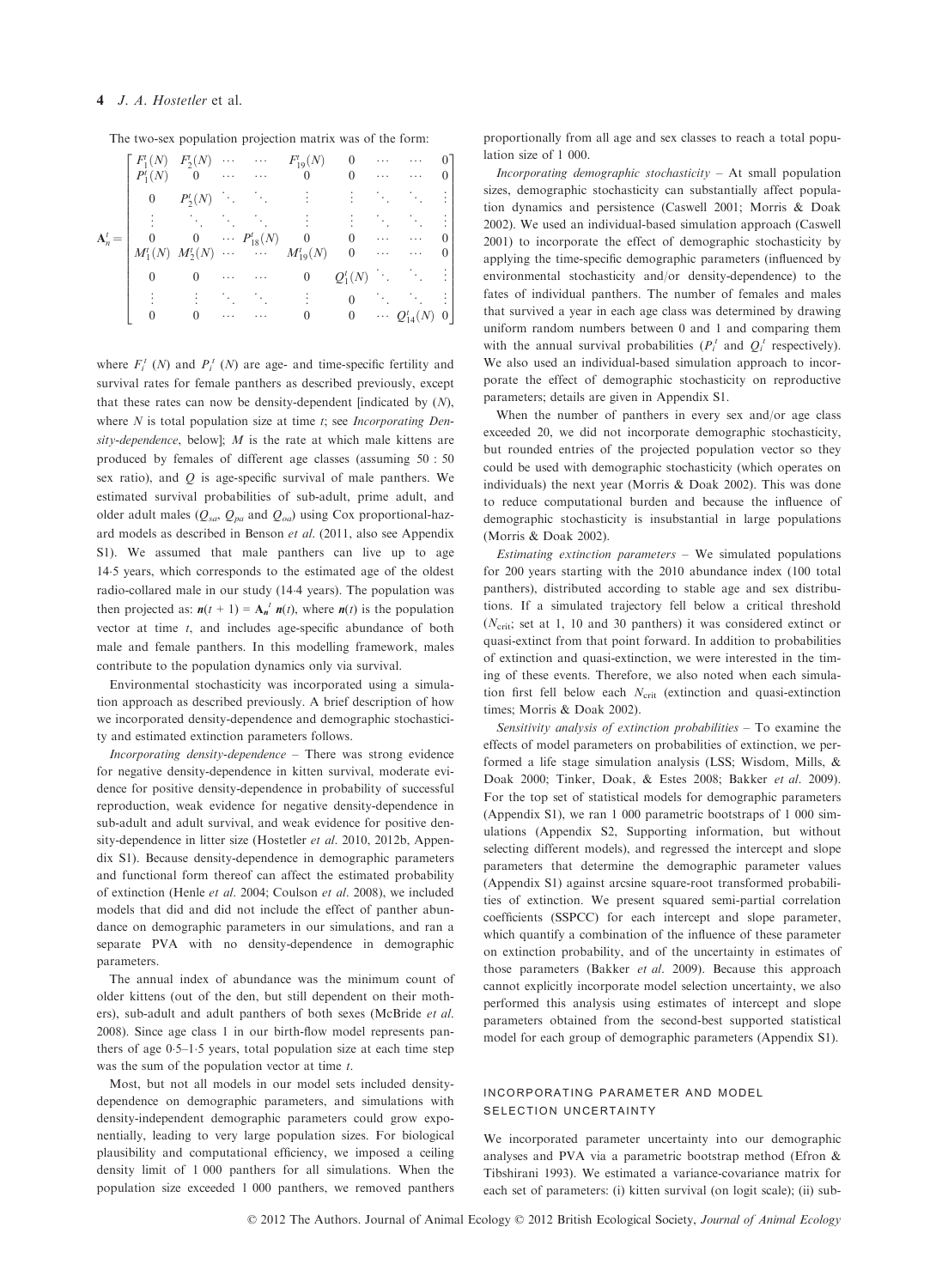The two-sex population projection matrix was of the form:

$$
\mathbf{A}_n^t = \begin{bmatrix}
F_1^t(N) & F_2^t(N) & \cdots & \cdots & F_{19}^t(N) & 0 & \cdots & \cdots & 0 \\
P_1^t(N) & 0 & \cdots & \cdots & 0 & 0 & \cdots & \cdots & 0 \\
0 & P_2^t(N) & \ddots & \ddots & \vdots & \vdots & \ddots & \ddots & \vdots \\
\vdots & \ddots & \ddots & \ddots & \vdots & \vdots & \ddots & \ddots & \vdots \\
0 & 0 & \cdots & P_{18}^t(N) & 0 & 0 & \cdots & \cdots & 0 \\
M_1^t(N) & M_2^t(N) & \cdots & \cdots & M_{19}^t(N) & 0 & \cdots & \cdots & 0 \\
0 & 0 & \cdots & \cdots & 0 & Q_1^t(N) & \ddots & \ddots & \vdots \\
\vdots & \vdots & \ddots & \ddots & \vdots & 0 & \ddots & \ddots & \vdots \\
0 & 0 & \cdots & \cdots & 0 & 0 & \cdots & Q_{14}^t(N) & 0
\end{bmatrix}
$$

where $F_i^t(N)$ and $P_i^t(N)$ are age- and time-specific fertility and survival rates for female panthers as described previously, except that these rates can now be density-dependent [indicated by $(N)$, where $N$ is total population size at time $t$; see *Incorporating Density-dependence*, below]; $M$ is the rate at which male kittens are produced by females of different age classes (assuming 50 : 50 sex ratio), and $Q$ is age-specific survival of male panthers. We estimated survival probabilities of sub-adult, prime adult, and older adult males ($Q_{sa}$, $Q_{pa}$ and $Q_{oa}$) using Cox proportional-hazard models as described in Benson *et al.* (2011, also see Appendix S1). We assumed that male panthers can live up to age 14·5 years, which corresponds to the estimated age of the oldest radio-collared male in our study (14·4 years). The population was then projected as: $\boldsymbol{n}(t+1) = \mathbf{A}_n^t\, \boldsymbol{n}(t)$, where $\boldsymbol{n}(t)$ is the population vector at time $t$, and includes age-specific abundance of both male and female panthers. In this modelling framework, males contribute to the population dynamics only via survival.

Environmental stochasticity was incorporated using a simulation approach as described previously. A brief description of how we incorporated density-dependence and demographic stochasticity and estimated extinction parameters follows.

*Incorporating density-dependence* – There was strong evidence for negative density-dependence in kitten survival, moderate evidence for positive density-dependence in probability of successful reproduction, weak evidence for negative density-dependence in sub-adult and adult survival, and weak evidence for positive density-dependence in litter size (Hostetler *et al.* 2010, 2012b, Appendix S1). Because density-dependence in demographic parameters and functional form thereof can affect the estimated probability of extinction (Henle *et al.* 2004; Coulson *et al.* 2008), we included models that did and did not include the effect of panther abundance on demographic parameters in our simulations, and ran a separate PVA with no density-dependence in demographic parameters.

The annual index of abundance was the minimum count of older kittens (out of the den, but still dependent on their mothers), sub-adult and adult panthers of both sexes (McBride *et al.* 2008). Since age class 1 in our birth-flow model represents panthers of age 0·5–1·5 years, total population size at each time step was the sum of the population vector at time $t$.

Most, but not all models in our model sets included density-dependence on demographic parameters, and simulations with density-independent demographic parameters could grow exponentially, leading to very large population sizes. For biological plausibility and computational efficiency, we imposed a ceiling density limit of 1 000 panthers for all simulations. When the population size exceeded 1 000 panthers, we removed panthers proportionally from all age and sex classes to reach a total population size of 1 000.

*Incorporating demographic stochasticity* – At small population sizes, demographic stochasticity can substantially affect population dynamics and persistence (Caswell 2001; Morris & Doak 2002). We used an individual-based simulation approach (Caswell 2001) to incorporate the effect of demographic stochasticity by applying the time-specific demographic parameters (influenced by environmental stochasticity and/or density-dependence) to the fates of individual panthers. The number of females and males that survived a year in each age class was determined by drawing uniform random numbers between 0 and 1 and comparing them with the annual survival probabilities ($P_i^t$ and $Q_i^t$ respectively). We also used an individual-based simulation approach to incorporate the effect of demographic stochasticity on reproductive parameters; details are given in Appendix S1.

When the number of panthers in every sex and/or age class exceeded 20, we did not incorporate demographic stochasticity, but rounded entries of the projected population vector so they could be used with demographic stochasticity (which operates on individuals) the next year (Morris & Doak 2002). This was done to reduce computational burden and because the influence of demographic stochasticity is insubstantial in large populations (Morris & Doak 2002).

*Estimating extinction parameters* – We simulated populations for 200 years starting with the 2010 abundance index (100 total panthers), distributed according to stable age and sex distributions. If a simulated trajectory fell below a critical threshold ($N_{crit}$; set at 1, 10 and 30 panthers) it was considered extinct or quasi-extinct from that point forward. In addition to probabilities of extinction and quasi-extinction, we were interested in the timing of these events. Therefore, we also noted when each simulation first fell below each $N_{crit}$ (extinction and quasi-extinction times; Morris & Doak 2002).

*Sensitivity analysis of extinction probabilities* – To examine the effects of model parameters on probabilities of extinction, we performed a life stage simulation analysis (LSS; Wisdom, Mills, & Doak 2000; Tinker, Doak, & Estes 2008; Bakker *et al.* 2009). For the top set of statistical models for demographic parameters (Appendix S1), we ran 1 000 parametric bootstraps of 1 000 simulations (Appendix S2, Supporting information, but without selecting different models), and regressed the intercept and slope parameters that determine the demographic parameter values (Appendix S1) against arcsine square-root transformed probabilities of extinction. We present squared semi-partial correlation coefficients (SSPCC) for each intercept and slope parameter, which quantify a combination of the influence of these parameter on extinction probability, and of the uncertainty in estimates of those parameters (Bakker *et al.* 2009). Because this approach cannot explicitly incorporate model selection uncertainty, we also performed this analysis using estimates of intercept and slope parameters obtained from the second-best supported statistical model for each group of demographic parameters (Appendix S1).

## INCORPORATING PARAMETER AND MODEL SELECTION UNCERTAINTY

We incorporated parameter uncertainty into our demographic analyses and PVA via a parametric bootstrap method (Efron & Tibshirani 1993). We estimated a variance-covariance matrix for each set of parameters: (i) kitten survival (on logit scale); (ii) sub-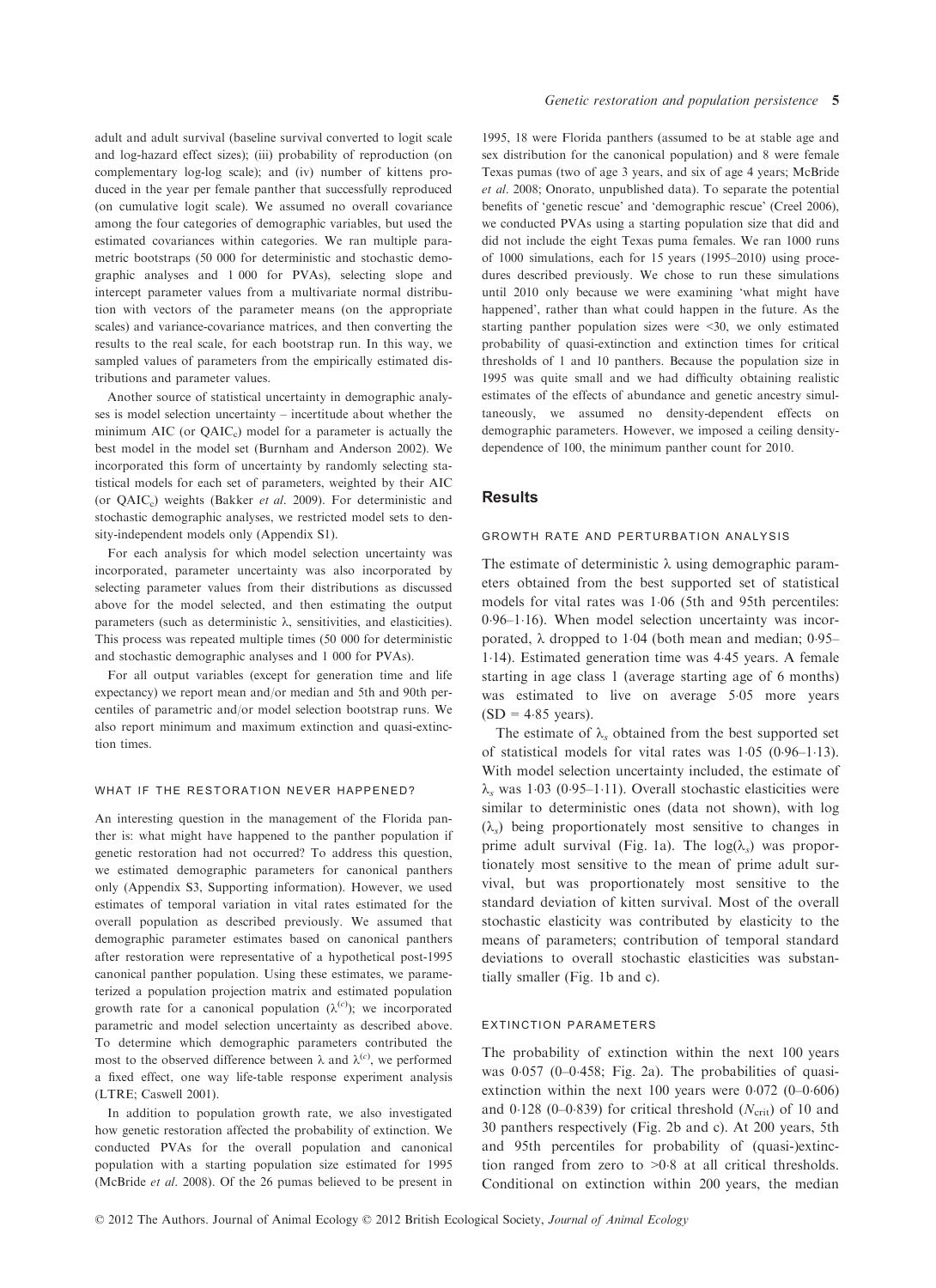adult and adult survival (baseline survival converted to logit scale and log-hazard effect sizes); (iii) probability of reproduction (on complementary log-log scale); and (iv) number of kittens produced in the year per female panther that successfully reproduced (on cumulative logit scale). We assumed no overall covariance among the four categories of demographic variables, but used the estimated covariances within categories. We ran multiple parametric bootstraps (50 000 for deterministic and stochastic demographic analyses and 1 000 for PVAs), selecting slope and intercept parameter values from a multivariate normal distribution with vectors of the parameter means (on the appropriate scales) and variance-covariance matrices, and then converting the results to the real scale, for each bootstrap run. In this way, we sampled values of parameters from the empirically estimated distributions and parameter values.

Another source of statistical uncertainty in demographic analyses is model selection uncertainty – incertitude about whether the minimum AIC (or $QAIC_c$) model for a parameter is actually the best model in the model set (Burnham and Anderson 2002). We incorporated this form of uncertainty by randomly selecting statistical models for each set of parameters, weighted by their AIC (or $QAIC_c$) weights (Bakker *et al*. 2009). For deterministic and stochastic demographic analyses, we restricted model sets to density-independent models only (Appendix S1).

For each analysis for which model selection uncertainty was incorporated, parameter uncertainty was also incorporated by selecting parameter values from their distributions as discussed above for the model selected, and then estimating the output parameters (such as deterministic $\lambda$, sensitivities, and elasticities). This process was repeated multiple times (50 000 for deterministic and stochastic demographic analyses and 1 000 for PVAs).

For all output variables (except for generation time and life expectancy) we report mean and/or median and 5th and 90th percentiles of parametric and/or model selection bootstrap runs. We also report minimum and maximum extinction and quasi-extinction times.

#### WHAT IF THE RESTORATION NEVER HAPPENED?

An interesting question in the management of the Florida panther is: what might have happened to the panther population if genetic restoration had not occurred? To address this question, we estimated demographic parameters for canonical panthers only (Appendix S3, Supporting information). However, we used estimates of temporal variation in vital rates estimated for the overall population as described previously. We assumed that demographic parameter estimates based on canonical panthers after restoration were representative of a hypothetical post-1995 canonical panther population. Using these estimates, we parameterized a population projection matrix and estimated population growth rate for a canonical population ($\lambda^{(c)}$); we incorporated parametric and model selection uncertainty as described above. To determine which demographic parameters contributed the most to the observed difference between $\lambda$ and $\lambda^{(c)}$, we performed a fixed effect, one way life-table response experiment analysis (LTRE; Caswell 2001).

In addition to population growth rate, we also investigated how genetic restoration affected the probability of extinction. We conducted PVAs for the overall population and canonical population with a starting population size estimated for 1995 (McBride *et al*. 2008). Of the 26 pumas believed to be present in 1995, 18 were Florida panthers (assumed to be at stable age and sex distribution for the canonical population) and 8 were female Texas pumas (two of age 3 years, and six of age 4 years; McBride *et al*. 2008; Onorato, unpublished data). To separate the potential benefits of 'genetic rescue' and 'demographic rescue' (Creel 2006), we conducted PVAs using a starting population size that did and did not include the eight Texas puma females. We ran 1000 runs of 1000 simulations, each for 15 years (1995–2010) using procedures described previously. We chose to run these simulations until 2010 only because we were examining 'what might have happened', rather than what could happen in the future. As the starting panther population sizes were <30, we only estimated probability of quasi-extinction and extinction times for critical thresholds of 1 and 10 panthers. Because the population size in 1995 was quite small and we had difficulty obtaining realistic estimates of the effects of abundance and genetic ancestry simultaneously, we assumed no density-dependent effects on demographic parameters. However, we imposed a ceiling density-dependence of 100, the minimum panther count for 2010.

## Results

#### GROWTH RATE AND PERTURBATION ANALYSIS

The estimate of deterministic $\lambda$ using demographic parameters obtained from the best supported set of statistical models for vital rates was 1·06 (5th and 95th percentiles: 0·96–1·16). When model selection uncertainty was incorporated, $\lambda$ dropped to 1·04 (both mean and median; 0·95–1·14). Estimated generation time was 4·45 years. A female starting in age class 1 (average starting age of 6 months) was estimated to live on average 5·05 more years (SD = 4·85 years).

The estimate of $\lambda_s$ obtained from the best supported set of statistical models for vital rates was 1·05 (0·96–1·13). With model selection uncertainty included, the estimate of $\lambda_s$ was 1·03 (0·95–1·11). Overall stochastic elasticities were similar to deterministic ones (data not shown), with log ($\lambda_s$) being proportionately most sensitive to changes in prime adult survival (Fig. 1a). The log($\lambda_s$) was proportionately most sensitive to the mean of prime adult survival, but was proportionately most sensitive to the standard deviation of kitten survival. Most of the overall stochastic elasticity was contributed by elasticity to the means of parameters; contribution of temporal standard deviations to overall stochastic elasticities was substantially smaller (Fig. 1b and c).

#### EXTINCTION PARAMETERS

The probability of extinction within the next 100 years was 0·057 (0–0·458; Fig. 2a). The probabilities of quasi-extinction within the next 100 years were 0·072 (0–0·606) and 0·128 (0–0·839) for critical threshold ($N_{crit}$) of 10 and 30 panthers respectively (Fig. 2b and c). At 200 years, 5th and 95th percentiles for probability of (quasi-)extinction ranged from zero to >0·8 at all critical thresholds. Conditional on extinction within 200 years, the median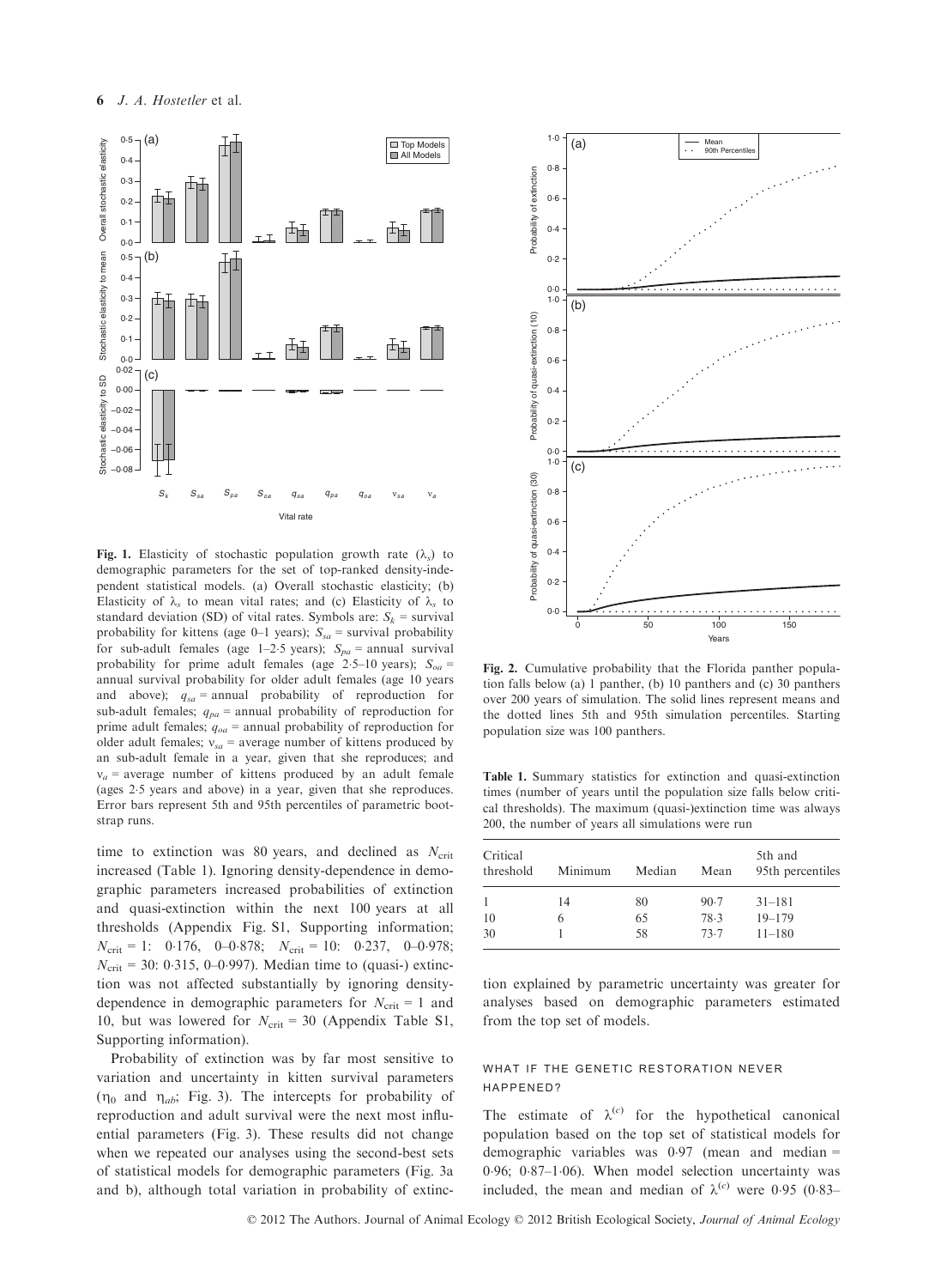Fig. 1. Elasticity of stochastic population growth rate ($\lambda_s$) to demographic parameters for the set of top-ranked density-independent statistical models. (a) Overall stochastic elasticity; (b) Elasticity of $\lambda_s$ to mean vital rates; and (c) Elasticity of $\lambda_s$ to standard deviation (SD) of vital rates. Symbols are: $S_k$ = survival probability for kittens (age 0–1 years); $S_{sa}$ = survival probability for sub-adult females (age 1–2·5 years); $S_{pa}$ = annual survival probability for prime adult females (age 2·5–10 years); $S_{oa}$ = annual survival probability for older adult females (age 10 years and above); $q_{sa}$ = annual probability of reproduction for sub-adult females; $q_{pa}$ = annual probability of reproduction for prime adult females; $q_{oa}$ = annual probability of reproduction for older adult females; $v_{sa}$ = average number of kittens produced by an sub-adult female in a year, given that she reproduces; and $v_a$ = average number of kittens produced by an adult female (ages 2·5 years and above) in a year, given that she reproduces. Error bars represent 5th and 95th percentiles of parametric bootstrap runs.

time to extinction was 80 years, and declined as $N_{crit}$ increased (Table 1). Ignoring density-dependence in demographic parameters increased probabilities of extinction and quasi-extinction within the next 100 years at all thresholds (Appendix Fig. S1, Supporting information; $N_{crit}$ = 1: 0·176, 0–0·878; $N_{crit}$ = 10: 0·237, 0–0·978; $N_{crit}$ = 30: 0·315, 0–0·997). Median time to (quasi-) extinction was not affected substantially by ignoring density-dependence in demographic parameters for $N_{crit}$ = 1 and 10, but was lowered for $N_{crit}$ = 30 (Appendix Table S1, Supporting information).

Probability of extinction was by far most sensitive to variation and uncertainty in kitten survival parameters ($\eta_0$ and $\eta_{ab}$; Fig. 3). The intercepts for probability of reproduction and adult survival were the next most influential parameters (Fig. 3). These results did not change when we repeated our analyses using the second-best sets of statistical models for demographic parameters (Fig. 3a and b), although total variation in probability of extinction explained by parametric uncertainty was greater for analyses based on demographic parameters estimated from the top set of models.

Fig. 2. Cumulative probability that the Florida panther population falls below (a) 1 panther, (b) 10 panthers and (c) 30 panthers over 200 years of simulation. The solid lines represent means and the dotted lines 5th and 95th simulation percentiles. Starting population size was 100 panthers.

Table 1. Summary statistics for extinction and quasi-extinction times (number of years until the population size falls below critical thresholds). The maximum (quasi-)extinction time was always 200, the number of years all simulations were run

| Critical threshold | Minimum | Median | Mean | 5th and 95th percentiles |
|---|---|---|---|---|
| 1 | 14 | 80 | 90·7 | 31–181 |
| 10 | 6 | 65 | 78·3 | 19–179 |
| 30 | 1 | 58 | 73·7 | 11–180 |

### WHAT IF THE GENETIC RESTORATION NEVER HAPPENED?

The estimate of $\lambda^{(c)}$ for the hypothetical canonical population based on the top set of statistical models for demographic variables was 0·97 (mean and median = 0·96; 0·87–1·06). When model selection uncertainty was included, the mean and median of $\lambda^{(c)}$ were 0·95 (0·83–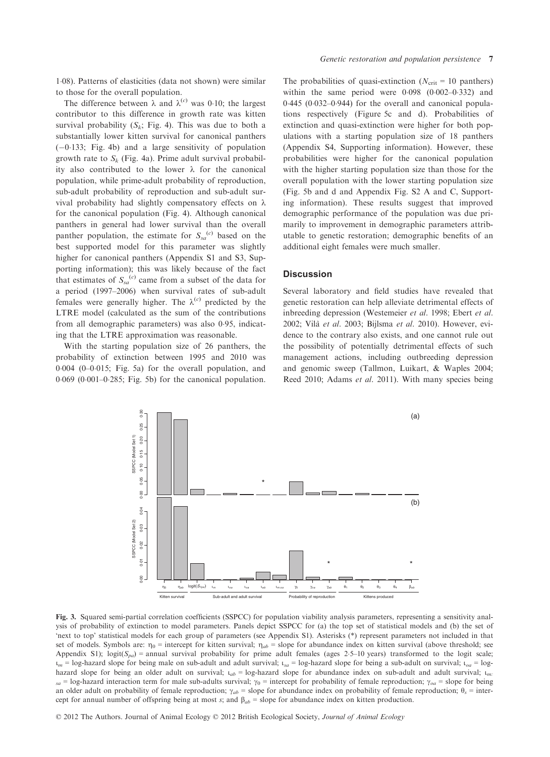1·08). Patterns of elasticities (data not shown) were similar to those for the overall population.

The difference between $\lambda$ and $\lambda^{(c)}$ was 0·10; the largest contributor to this difference in growth rate was kitten survival probability ($S_k$; Fig. 4). This was due to both a substantially lower kitten survival for canonical panthers (−0·133; Fig. 4b) and a large sensitivity of population growth rate to $S_k$ (Fig. 4a). Prime adult survival probability also contributed to the lower $\lambda$ for the canonical population, while prime-adult probability of reproduction, sub-adult probability of reproduction and sub-adult survival probability had slightly compensatory effects on $\lambda$ for the canonical population (Fig. 4). Although canonical panthers in general had lower survival than the overall panther population, the estimate for $S_{sa}^{(c)}$ based on the best supported model for this parameter was slightly higher for canonical panthers (Appendix S1 and S3, Supporting information); this was likely because of the fact that estimates of $S_{sa}^{(c)}$ came from a subset of the data for a period (1997–2006) when survival rates of sub-adult females were generally higher. The $\lambda^{(c)}$ predicted by the LTRE model (calculated as the sum of the contributions from all demographic parameters) was also 0·95, indicating that the LTRE approximation was reasonable.

With the starting population size of 26 panthers, the probability of extinction between 1995 and 2010 was 0·004 (0–0·015; Fig. 5a) for the overall population, and 0·069 (0·001–0·285; Fig. 5b) for the canonical population. The probabilities of quasi-extinction ($N_{crit}$ = 10 panthers) within the same period were 0·098 (0·002–0·332) and 0·445 (0·032–0·944) for the overall and canonical populations respectively (Figure 5c and d). Probabilities of extinction and quasi-extinction were higher for both populations with a starting population size of 18 panthers (Appendix S4, Supporting information). However, these probabilities were higher for the canonical population with the higher starting population size than those for the overall population with the lower starting population size (Fig. 5b and d and Appendix Fig. S2 A and C, Supporting information). These results suggest that improved demographic performance of the population was due primarily to improvement in demographic parameters attributable to genetic restoration; demographic benefits of an additional eight females were much smaller.

## Discussion

Several laboratory and field studies have revealed that genetic restoration can help alleviate detrimental effects of inbreeding depression (Westemeier *et al.* 1998; Ebert *et al.* 2002; Vilà *et al.* 2003; Bijlsma *et al.* 2010). However, evidence to the contrary also exists, and one cannot rule out the possibility of potentially detrimental effects of such management actions, including outbreeding depression and genomic sweep (Tallmon, Luikart, & Waples 2004; Reed 2010; Adams *et al.* 2011). With many species being

**Fig. 3.** Squared semi-partial correlation coefficients (SSPCC) for population viability analysis parameters, representing a sensitivity analysis of probability of extinction to model parameters. Panels depict SSPCC for (a) the top set of statistical models and (b) the set of 'next to top' statistical models for each group of parameters (see Appendix S1). Asterisks (*) represent parameters not included in that set of models. Symbols are: $\eta_0$ = intercept for kitten survival; $\eta_{ab}$ = slope for abundance index on kitten survival (above threshold; see Appendix S1); logit($S_{pa}$) = annual survival probability for prime adult females (ages 2·5–10 years) transformed to the logit scale; $\iota_m$ = log-hazard slope for being male on sub-adult and adult survival; $\iota_{sa}$ = log-hazard slope for being a sub-adult on survival; $\iota_{oa}$ = log-hazard slope for being an older adult on survival; $\iota_{ab}$ = log-hazard slope for abundance index on sub-adult and adult survival; $\iota_{m:sa}$ = log-hazard interaction term for male sub-adults survival; $\gamma_0$ = intercept for probability of female reproduction; $\gamma_{oa}$ = slope for being an older adult on probability of female reproduction; $\gamma_{ab}$ = slope for abundance index on probability of female reproduction; $\theta_s$ = intercept for annual number of offspring being at most *s*; and $\beta_{ab}$ = slope for abundance index on kitten production.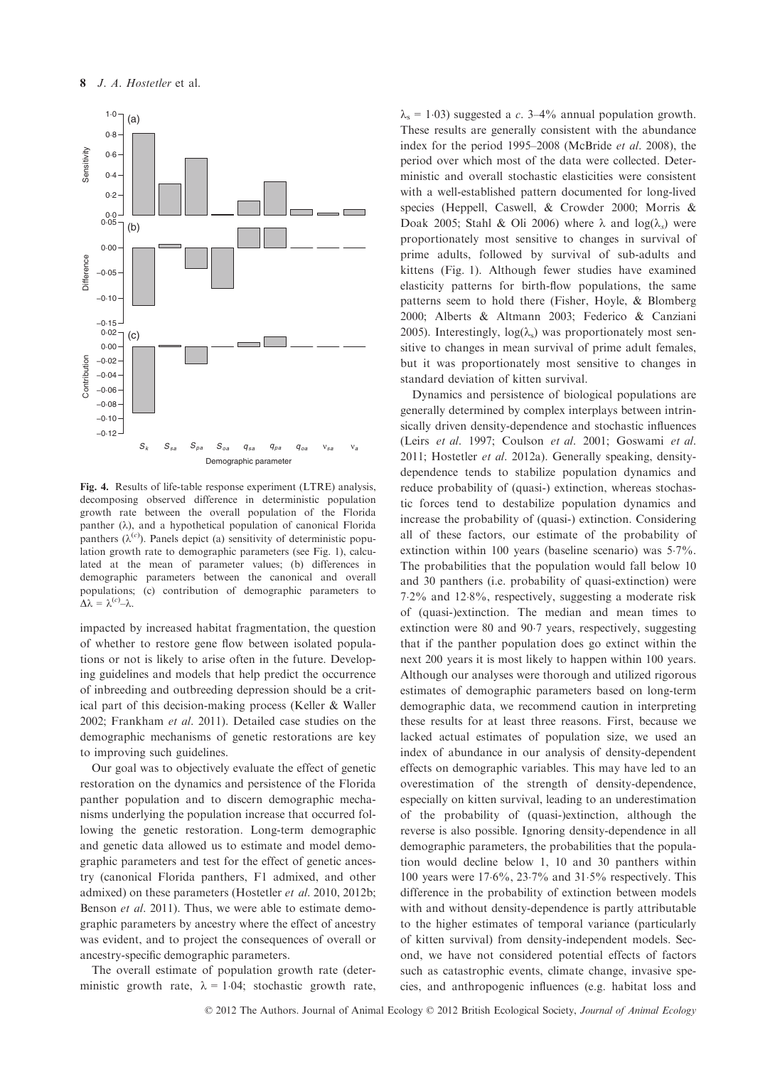**Fig. 4.** Results of life-table response experiment (LTRE) analysis, decomposing observed difference in deterministic population growth rate between the overall population of the Florida panther ($\lambda$), and a hypothetical population of canonical Florida panthers ($\lambda^{(c)}$). Panels depict (a) sensitivity of deterministic population growth rate to demographic parameters (see Fig. 1), calculated at the mean of parameter values; (b) differences in demographic parameters between the canonical and overall populations; (c) contribution of demographic parameters to $\Delta\lambda = \lambda^{(c)} - \lambda$.

impacted by increased habitat fragmentation, the question of whether to restore gene flow between isolated populations or not is likely to arise often in the future. Developing guidelines and models that help predict the occurrence of inbreeding and outbreeding depression should be a critical part of this decision-making process (Keller & Waller 2002; Frankham *et al.* 2011). Detailed case studies on the demographic mechanisms of genetic restorations are key to improving such guidelines.

Our goal was to objectively evaluate the effect of genetic restoration on the dynamics and persistence of the Florida panther population and to discern demographic mechanisms underlying the population increase that occurred following the genetic restoration. Long-term demographic and genetic data allowed us to estimate and model demographic parameters and test for the effect of genetic ancestry (canonical Florida panthers, F1 admixed, and other admixed) on these parameters (Hostetler *et al.* 2010, 2012b; Benson *et al.* 2011). Thus, we were able to estimate demographic parameters by ancestry where the effect of ancestry was evident, and to project the consequences of overall or ancestry-specific demographic parameters.

The overall estimate of population growth rate (deterministic growth rate, $\lambda = 1{\cdot}04$; stochastic growth rate, $\lambda_s = 1{\cdot}03$) suggested a *c.* 3–4% annual population growth. These results are generally consistent with the abundance index for the period 1995–2008 (McBride *et al.* 2008), the period over which most of the data were collected. Deterministic and overall stochastic elasticities were consistent with a well-established pattern documented for long-lived species (Heppell, Caswell, & Crowder 2000; Morris & Doak 2005; Stahl & Oli 2006) where $\lambda$ and $\log(\lambda_s)$ were proportionately most sensitive to changes in survival of prime adults, followed by survival of sub-adults and kittens (Fig. 1). Although fewer studies have examined elasticity patterns for birth-flow populations, the same patterns seem to hold there (Fisher, Hoyle, & Blomberg 2000; Alberts & Altmann 2003; Federico & Canziani 2005). Interestingly, $\log(\lambda_s)$ was proportionately most sensitive to changes in mean survival of prime adult females, but it was proportionately most sensitive to changes in standard deviation of kitten survival.

Dynamics and persistence of biological populations are generally determined by complex interplays between intrinsically driven density-dependence and stochastic influences (Leirs *et al.* 1997; Coulson *et al.* 2001; Goswami *et al.* 2011; Hostetler *et al.* 2012a). Generally speaking, density-dependence tends to stabilize population dynamics and reduce probability of (quasi-) extinction, whereas stochastic forces tend to destabilize population dynamics and increase the probability of (quasi-) extinction. Considering all of these factors, our estimate of the probability of extinction within 100 years (baseline scenario) was 5·7%. The probabilities that the population would fall below 10 and 30 panthers (i.e. probability of quasi-extinction) were 7·2% and 12·8%, respectively, suggesting a moderate risk of (quasi-)extinction. The median and mean times to extinction were 80 and 90·7 years, respectively, suggesting that if the panther population does go extinct within the next 200 years it is most likely to happen within 100 years. Although our analyses were thorough and utilized rigorous estimates of demographic parameters based on long-term demographic data, we recommend caution in interpreting these results for at least three reasons. First, because we lacked actual estimates of population size, we used an index of abundance in our analysis of density-dependent effects on demographic variables. This may have led to an overestimation of the strength of density-dependence, especially on kitten survival, leading to an underestimation of the probability of (quasi-)extinction, although the reverse is also possible. Ignoring density-dependence in all demographic parameters, the probabilities that the population would decline below 1, 10 and 30 panthers within 100 years were 17·6%, 23·7% and 31·5% respectively. This difference in the probability of extinction between models with and without density-dependence is partly attributable to the higher estimates of temporal variance (particularly of kitten survival) from density-independent models. Second, we have not considered potential effects of factors such as catastrophic events, climate change, invasive species, and anthropogenic influences (e.g. habitat loss and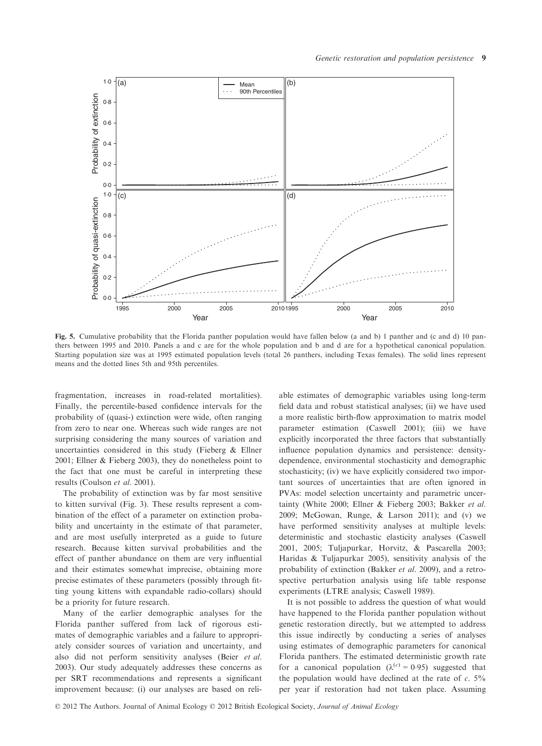Fig. 5. Cumulative probability that the Florida panther population would have fallen below (a and b) 1 panther and (c and d) 10 panthers between 1995 and 2010. Panels a and c are for the whole population and b and d are for a hypothetical canonical population. Starting population size was at 1995 estimated population levels (total 26 panthers, including Texas females). The solid lines represent means and the dotted lines 5th and 95th percentiles.

fragmentation, increases in road-related mortalities). Finally, the percentile-based confidence intervals for the probability of (quasi-) extinction were wide, often ranging from zero to near one. Whereas such wide ranges are not surprising considering the many sources of variation and uncertainties considered in this study (Fieberg & Ellner 2001; Ellner & Fieberg 2003), they do nonetheless point to the fact that one must be careful in interpreting these results (Coulson *et al*. 2001).

The probability of extinction was by far most sensitive to kitten survival (Fig. 3). These results represent a combination of the effect of a parameter on extinction probability and uncertainty in the estimate of that parameter, and are most usefully interpreted as a guide to future research. Because kitten survival probabilities and the effect of panther abundance on them are very influential and their estimates somewhat imprecise, obtaining more precise estimates of these parameters (possibly through fitting young kittens with expandable radio-collars) should be a priority for future research.

Many of the earlier demographic analyses for the Florida panther suffered from lack of rigorous estimates of demographic variables and a failure to appropriately consider sources of variation and uncertainty, and also did not perform sensitivity analyses (Beier *et al*. 2003). Our study adequately addresses these concerns as per SRT recommendations and represents a significant improvement because: (i) our analyses are based on reliable estimates of demographic variables using long-term field data and robust statistical analyses; (ii) we have used a more realistic birth-flow approximation to matrix model parameter estimation (Caswell 2001); (iii) we have explicitly incorporated the three factors that substantially influence population dynamics and persistence: density-dependence, environmental stochasticity and demographic stochasticity; (iv) we have explicitly considered two important sources of uncertainties that are often ignored in PVAs: model selection uncertainty and parametric uncertainty (White 2000; Ellner & Fieberg 2003; Bakker *et al*. 2009; McGowan, Runge, & Larson 2011); and (v) we have performed sensitivity analyses at multiple levels: deterministic and stochastic elasticity analyses (Caswell 2001, 2005; Tuljapurkar, Horvitz, & Pascarella 2003; Haridas & Tuljapurkar 2005), sensitivity analysis of the probability of extinction (Bakker *et al*. 2009), and a retrospective perturbation analysis using life table response experiments (LTRE analysis; Caswell 1989).

It is not possible to address the question of what would have happened to the Florida panther population without genetic restoration directly, but we attempted to address this issue indirectly by conducting a series of analyses using estimates of demographic parameters for canonical Florida panthers. The estimated deterministic growth rate for a canonical population ($\lambda^{(c)} = 0{\cdot}95$) suggested that the population would have declined at the rate of *c*. 5% per year if restoration had not taken place. Assuming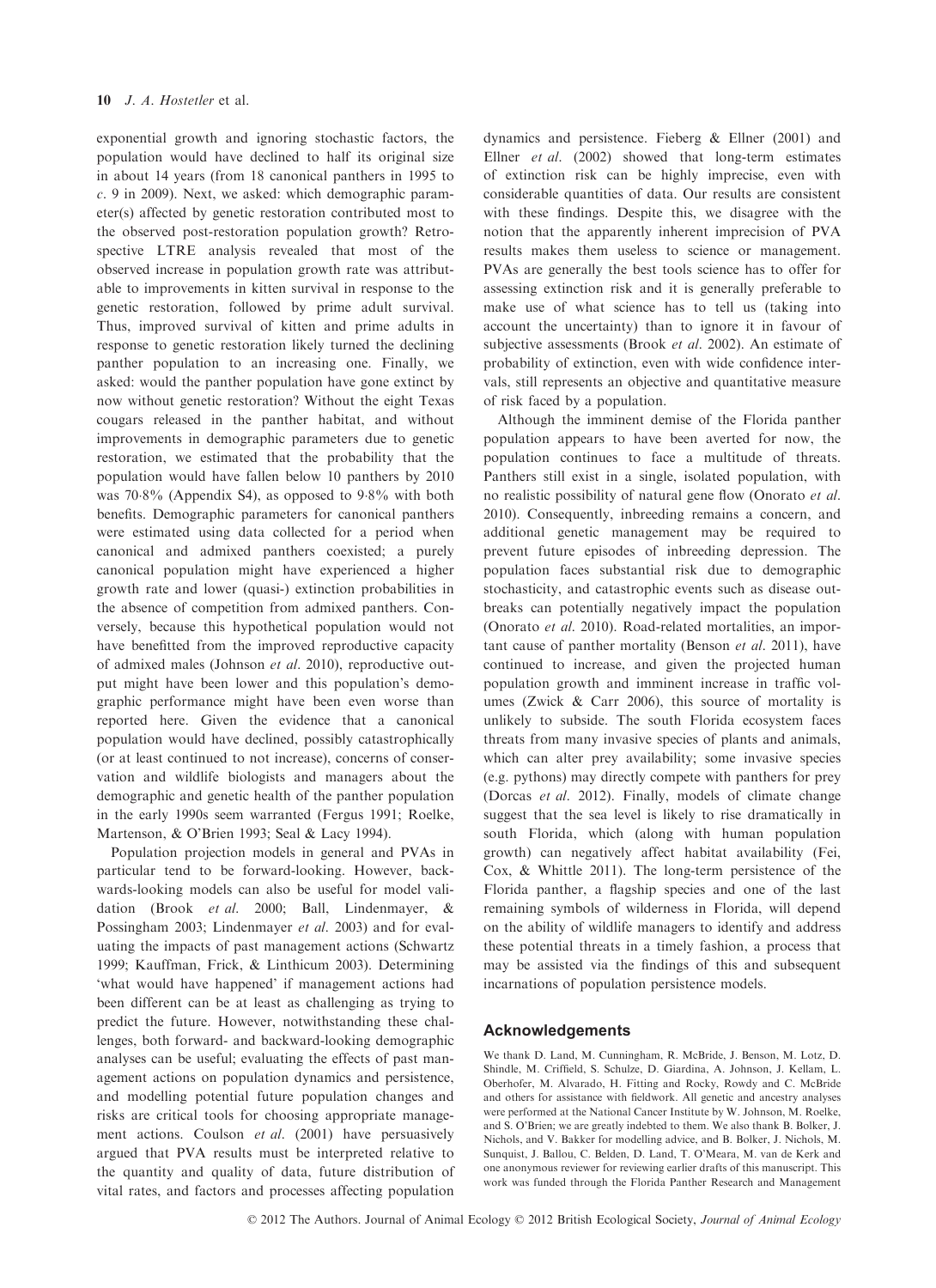exponential growth and ignoring stochastic factors, the population would have declined to half its original size in about 14 years (from 18 canonical panthers in 1995 to *c*. 9 in 2009). Next, we asked: which demographic parameter(s) affected by genetic restoration contributed most to the observed post-restoration population growth? Retrospective LTRE analysis revealed that most of the observed increase in population growth rate was attributable to improvements in kitten survival in response to the genetic restoration, followed by prime adult survival. Thus, improved survival of kitten and prime adults in response to genetic restoration likely turned the declining panther population to an increasing one. Finally, we asked: would the panther population have gone extinct by now without genetic restoration? Without the eight Texas cougars released in the panther habitat, and without improvements in demographic parameters due to genetic restoration, we estimated that the probability that the population would have fallen below 10 panthers by 2010 was 70·8% (Appendix S4), as opposed to 9·8% with both benefits. Demographic parameters for canonical panthers were estimated using data collected for a period when canonical and admixed panthers coexisted; a purely canonical population might have experienced a higher growth rate and lower (quasi-) extinction probabilities in the absence of competition from admixed panthers. Conversely, because this hypothetical population would not have benefitted from the improved reproductive capacity of admixed males (Johnson *et al*. 2010), reproductive output might have been lower and this population's demographic performance might have been even worse than reported here. Given the evidence that a canonical population would have declined, possibly catastrophically (or at least continued to not increase), concerns of conservation and wildlife biologists and managers about the demographic and genetic health of the panther population in the early 1990s seem warranted (Fergus 1991; Roelke, Martenson, & O'Brien 1993; Seal & Lacy 1994).

Population projection models in general and PVAs in particular tend to be forward-looking. However, backwards-looking models can also be useful for model validation (Brook *et al*. 2000; Ball, Lindenmayer, & Possingham 2003; Lindenmayer *et al*. 2003) and for evaluating the impacts of past management actions (Schwartz 1999; Kauffman, Frick, & Linthicum 2003). Determining 'what would have happened' if management actions had been different can be at least as challenging as trying to predict the future. However, notwithstanding these challenges, both forward- and backward-looking demographic analyses can be useful; evaluating the effects of past management actions on population dynamics and persistence, and modelling potential future population changes and risks are critical tools for choosing appropriate management actions. Coulson *et al*. (2001) have persuasively argued that PVA results must be interpreted relative to the quantity and quality of data, future distribution of vital rates, and factors and processes affecting population dynamics and persistence. Fieberg & Ellner (2001) and Ellner *et al*. (2002) showed that long-term estimates of extinction risk can be highly imprecise, even with considerable quantities of data. Our results are consistent with these findings. Despite this, we disagree with the notion that the apparently inherent imprecision of PVA results makes them useless to science or management. PVAs are generally the best tools science has to offer for assessing extinction risk and it is generally preferable to make use of what science has to tell us (taking into account the uncertainty) than to ignore it in favour of subjective assessments (Brook *et al*. 2002). An estimate of probability of extinction, even with wide confidence intervals, still represents an objective and quantitative measure of risk faced by a population.

Although the imminent demise of the Florida panther population appears to have been averted for now, the population continues to face a multitude of threats. Panthers still exist in a single, isolated population, with no realistic possibility of natural gene flow (Onorato *et al*. 2010). Consequently, inbreeding remains a concern, and additional genetic management may be required to prevent future episodes of inbreeding depression. The population faces substantial risk due to demographic stochasticity, and catastrophic events such as disease outbreaks can potentially negatively impact the population (Onorato *et al*. 2010). Road-related mortalities, an important cause of panther mortality (Benson *et al*. 2011), have continued to increase, and given the projected human population growth and imminent increase in traffic volumes (Zwick & Carr 2006), this source of mortality is unlikely to subside. The south Florida ecosystem faces threats from many invasive species of plants and animals, which can alter prey availability; some invasive species (e.g. pythons) may directly compete with panthers for prey (Dorcas *et al*. 2012). Finally, models of climate change suggest that the sea level is likely to rise dramatically in south Florida, which (along with human population growth) can negatively affect habitat availability (Fei, Cox, & Whittle 2011). The long-term persistence of the Florida panther, a flagship species and one of the last remaining symbols of wilderness in Florida, will depend on the ability of wildlife managers to identify and address these potential threats in a timely fashion, a process that may be assisted via the findings of this and subsequent incarnations of population persistence models.

## Acknowledgements

We thank D. Land, M. Cunningham, R. McBride, J. Benson, M. Lotz, D. Shindle, M. Criffield, S. Schulze, D. Giardina, A. Johnson, J. Kellam, L. Oberhofer, M. Alvarado, H. Fitting and Rocky, Rowdy and C. McBride and others for assistance with fieldwork. All genetic and ancestry analyses were performed at the National Cancer Institute by W. Johnson, M. Roelke, and S. O'Brien; we are greatly indebted to them. We also thank B. Bolker, J. Nichols, and V. Bakker for modelling advice, and B. Bolker, J. Nichols, M. Sunquist, J. Ballou, C. Belden, D. Land, T. O'Meara, M. van de Kerk and one anonymous reviewer for reviewing earlier drafts of this manuscript. This work was funded through the Florida Panther Research and Management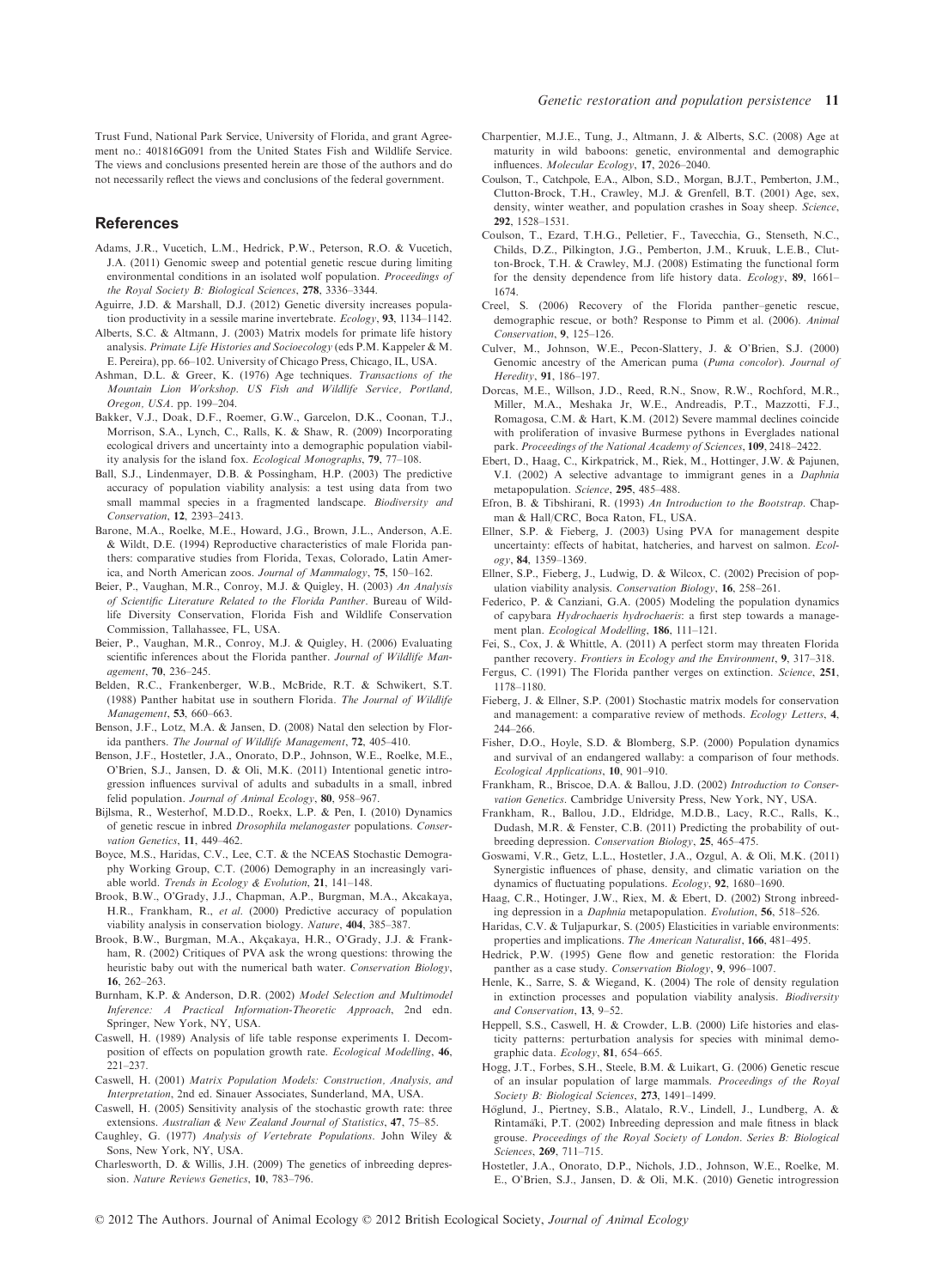Trust Fund, National Park Service, University of Florida, and grant Agreement no.: 401816G091 from the United States Fish and Wildlife Service. The views and conclusions presented herein are those of the authors and do not necessarily reflect the views and conclusions of the federal government.

## References

Adams, J.R., Vucetich, L.M., Hedrick, P.W., Peterson, R.O. & Vucetich, J.A. (2011) Genomic sweep and potential genetic rescue during limiting environmental conditions in an isolated wolf population. *Proceedings of the Royal Society B: Biological Sciences*, **278**, 3336–3344.

Aguirre, J.D. & Marshall, D.J. (2012) Genetic diversity increases population productivity in a sessile marine invertebrate. *Ecology*, **93**, 1134–1142.

Alberts, S.C. & Altmann, J. (2003) Matrix models for primate life history analysis. *Primate Life Histories and Socioecology* (eds P.M. Kappeler & M. E. Pereira), pp. 66–102. University of Chicago Press, Chicago, IL, USA.

Ashman, D.L. & Greer, K. (1976) Age techniques. *Transactions of the Mountain Lion Workshop. US Fish and Wildlife Service, Portland, Oregon, USA*. pp. 199–204.

Bakker, V.J., Doak, D.F., Roemer, G.W., Garcelon, D.K., Coonan, T.J., Morrison, S.A., Lynch, C., Ralls, K. & Shaw, R. (2009) Incorporating ecological drivers and uncertainty into a demographic population viability analysis for the island fox. *Ecological Monographs*, **79**, 77–108.

Ball, S.J., Lindenmayer, D.B. & Possingham, H.P. (2003) The predictive accuracy of population viability analysis: a test using data from two small mammal species in a fragmented landscape. *Biodiversity and Conservation*, **12**, 2393–2413.

Barone, M.A., Roelke, M.E., Howard, J.G., Brown, J.L., Anderson, A.E. & Wildt, D.E. (1994) Reproductive characteristics of male Florida panthers: comparative studies from Florida, Texas, Colorado, Latin America, and North American zoos. *Journal of Mammalogy*, **75**, 150–162.

Beier, P., Vaughan, M.R., Conroy, M.J. & Quigley, H. (2003) *An Analysis of Scientific Literature Related to the Florida Panther*. Bureau of Wildlife Diversity Conservation, Florida Fish and Wildlife Conservation Commission, Tallahassee, FL, USA.

Beier, P., Vaughan, M.R., Conroy, M.J. & Quigley, H. (2006) Evaluating scientific inferences about the Florida panther. *Journal of Wildlife Management*, **70**, 236–245.

Belden, R.C., Frankenberger, W.B., McBride, R.T. & Schwikert, S.T. (1988) Panther habitat use in southern Florida. *The Journal of Wildlife Management*, **53**, 660–663.

Benson, J.F., Lotz, M.A. & Jansen, D. (2008) Natal den selection by Florida panthers. *The Journal of Wildlife Management*, **72**, 405–410.

Benson, J.F., Hostetler, J.A., Onorato, D.P., Johnson, W.E., Roelke, M.E., O'Brien, S.J., Jansen, D. & Oli, M.K. (2011) Intentional genetic introgression influences survival of adults and subadults in a small, inbred felid population. *Journal of Animal Ecology*, **80**, 958–967.

Bijlsma, R., Westerhof, M.D.D., Roekx, L.P. & Pen, I. (2010) Dynamics of genetic rescue in inbred *Drosophila melanogaster* populations. *Conservation Genetics*, **11**, 449–462.

Boyce, M.S., Haridas, C.V., Lee, C.T. & the NCEAS Stochastic Demography Working Group, C.T. (2006) Demography in an increasingly variable world. *Trends in Ecology & Evolution*, **21**, 141–148.

Brook, B.W., O'Grady, J.J., Chapman, A.P., Burgman, M.A., Akcakaya, H.R., Frankham, R., *et al.* (2000) Predictive accuracy of population viability analysis in conservation biology. *Nature*, **404**, 385–387.

Brook, B.W., Burgman, M.A., Akçakaya, H.R., O'Grady, J.J. & Frankham, R. (2002) Critiques of PVA ask the wrong questions: throwing the heuristic baby out with the numerical bath water. *Conservation Biology*, **16**, 262–263.

Burnham, K.P. & Anderson, D.R. (2002) *Model Selection and Multimodel Inference: A Practical Information-Theoretic Approach*, 2nd edn. Springer, New York, NY, USA.

Caswell, H. (1989) Analysis of life table response experiments I. Decomposition of effects on population growth rate. *Ecological Modelling*, **46**, 221–237.

Caswell, H. (2001) *Matrix Population Models: Construction, Analysis, and Interpretation*, 2nd ed. Sinauer Associates, Sunderland, MA, USA.

Caswell, H. (2005) Sensitivity analysis of the stochastic growth rate: three extensions. *Australian & New Zealand Journal of Statistics*, **47**, 75–85.

Caughley, G. (1977) *Analysis of Vertebrate Populations*. John Wiley & Sons, New York, NY, USA.

Charlesworth, D. & Willis, J.H. (2009) The genetics of inbreeding depression. *Nature Reviews Genetics*, **10**, 783–796.

Charpentier, M.J.E., Tung, J., Altmann, J. & Alberts, S.C. (2008) Age at maturity in wild baboons: genetic, environmental and demographic influences. *Molecular Ecology*, **17**, 2026–2040.

Coulson, T., Catchpole, E.A., Albon, S.D., Morgan, B.J.T., Pemberton, J.M., Clutton-Brock, T.H., Crawley, M.J. & Grenfell, B.T. (2001) Age, sex, density, winter weather, and population crashes in Soay sheep. *Science*, **292**, 1528–1531.

Coulson, T., Ezard, T.H.G., Pelletier, F., Tavecchia, G., Stenseth, N.C., Childs, D.Z., Pilkington, J.G., Pemberton, J.M., Kruuk, L.E.B., Clutton-Brock, T.H. & Crawley, M.J. (2008) Estimating the functional form for the density dependence from life history data. *Ecology*, **89**, 1661–1674.

Creel, S. (2006) Recovery of the Florida panther–genetic rescue, demographic rescue, or both? Response to Pimm et al. (2006). *Animal Conservation*, **9**, 125–126.

Culver, M., Johnson, W.E., Pecon-Slattery, J. & O'Brien, S.J. (2000) Genomic ancestry of the American puma (*Puma concolor*). *Journal of Heredity*, **91**, 186–197.

Dorcas, M.E., Willson, J.D., Reed, R.N., Snow, R.W., Rochford, M.R., Miller, M.A., Meshaka Jr, W.E., Andreadis, P.T., Mazzotti, F.J., Romagosa, C.M. & Hart, K.M. (2012) Severe mammal declines coincide with proliferation of invasive Burmese pythons in Everglades national park. *Proceedings of the National Academy of Sciences*, **109**, 2418–2422.

Ebert, D., Haag, C., Kirkpatrick, M., Riek, M., Hottinger, J.W. & Pajunen, V.I. (2002) A selective advantage to immigrant genes in a *Daphnia* metapopulation. *Science*, **295**, 485–488.

Efron, B. & Tibshirani, R. (1993) *An Introduction to the Bootstrap*. Chapman & Hall/CRC, Boca Raton, FL, USA.

Ellner, S.P. & Fieberg, J. (2003) Using PVA for management despite uncertainty: effects of habitat, hatcheries, and harvest on salmon. *Ecology*, **84**, 1359–1369.

Ellner, S.P., Fieberg, J., Ludwig, D. & Wilcox, C. (2002) Precision of population viability analysis. *Conservation Biology*, **16**, 258–261.

Federico, P. & Canziani, G.A. (2005) Modeling the population dynamics of capybara *Hydrochaeris hydrochaeris*: a first step towards a management plan. *Ecological Modelling*, **186**, 111–121.

Fei, S., Cox, J. & Whittle, A. (2011) A perfect storm may threaten Florida panther recovery. *Frontiers in Ecology and the Environment*, **9**, 317–318.

Fergus, C. (1991) The Florida panther verges on extinction. *Science*, **251**, 1178–1180.

Fieberg, J. & Ellner, S.P. (2001) Stochastic matrix models for conservation and management: a comparative review of methods. *Ecology Letters*, **4**, 244–266.

Fisher, D.O., Hoyle, S.D. & Blomberg, S.P. (2000) Population dynamics and survival of an endangered wallaby: a comparison of four methods. *Ecological Applications*, **10**, 901–910.

Frankham, R., Briscoe, D.A. & Ballou, J.D. (2002) *Introduction to Conservation Genetics*. Cambridge University Press, New York, NY, USA.

Frankham, R., Ballou, J.D., Eldridge, M.D.B., Lacy, R.C., Ralls, K., Dudash, M.R. & Fenster, C.B. (2011) Predicting the probability of outbreeding depression. *Conservation Biology*, **25**, 465–475.

Goswami, V.R., Getz, L.L., Hostetler, J.A., Ozgul, A. & Oli, M.K. (2011) Synergistic influences of phase, density, and climatic variation on the dynamics of fluctuating populations. *Ecology*, **92**, 1680–1690.

Haag, C.R., Hotinger, J.W., Riex, M. & Ebert, D. (2002) Strong inbreeding depression in a *Daphnia* metapopulation. *Evolution*, **56**, 518–526.

Haridas, C.V. & Tuljapurkar, S. (2005) Elasticities in variable environments: properties and implications. *The American Naturalist*, **166**, 481–495.

Hedrick, P.W. (1995) Gene flow and genetic restoration: the Florida panther as a case study. *Conservation Biology*, **9**, 996–1007.

Henle, K., Sarre, S. & Wiegand, K. (2004) The role of density regulation in extinction processes and population viability analysis. *Biodiversity and Conservation*, **13**, 9–52.

Heppell, S.S., Caswell, H. & Crowder, L.B. (2000) Life histories and elasticity patterns: perturbation analysis for species with minimal demographic data. *Ecology*, **81**, 654–665.

Hogg, J.T., Forbes, S.H., Steele, B.M. & Luikart, G. (2006) Genetic rescue of an insular population of large mammals. *Proceedings of the Royal Society B: Biological Sciences*, **273**, 1491–1499.

Höglund, J., Piertney, S.B., Alatalo, R.V., Lindell, J., Lundberg, A. & Rintamäki, P.T. (2002) Inbreeding depression and male fitness in black grouse. *Proceedings of the Royal Society of London. Series B: Biological Sciences*, **269**, 711–715.

Hostetler, J.A., Onorato, D.P., Nichols, J.D., Johnson, W.E., Roelke, M. E., O'Brien, S.J., Jansen, D. & Oli, M.K. (2010) Genetic introgression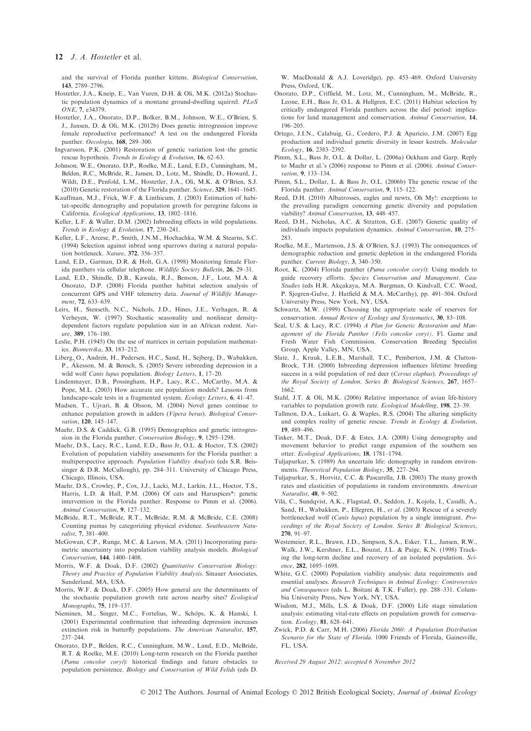and the survival of Florida panther kittens. *Biological Conservation*, **143**, 2789–2796.

Hostetler, J.A., Kneip, E., Van Vuren, D.H. & Oli, M.K. (2012a) Stochastic population dynamics of a montane ground-dwelling squirrel. *PLoS ONE*, **7**, e34379.

Hostetler, J.A., Onorato, D.P., Bolker, B.M., Johnson, W.E., O'Brien, S. J., Jansen, D. & Oli, M.K. (2012b) Does genetic introgression improve female reproductive performance? A test on the endangered Florida panther. *Oecologia*, **168**, 289–300.

Ingvarsson, P.K. (2001) Restoration of genetic variation lost–the genetic rescue hypothesis. *Trends in Ecology & Evolution*, **16**, 62–63.

Johnson, W.E., Onorato, D.P., Roelke, M.E., Land, E.D., Cunningham, M., Belden, R.C., McBride, R., Jansen, D., Lotz, M., Shindle, D., Howard, J., Wildt, D.E., Penfold, L.M., Hostetler, J.A., Oli, M.K. & O'Brien, S.J. (2010) Genetic restoration of the Florida panther. *Science*, **329**, 1641–1645.

Kauffman, M.J., Frick, W.F. & Linthicum, J. (2003) Estimation of habitat-specific demography and population growth for peregrine falcons in California. *Ecological Applications*, **13**, 1802–1816.

Keller, L.F. & Waller, D.M. (2002) Inbreeding effects in wild populations. *Trends in Ecology & Evolution*, **17**, 230–241.

Keller, L.F., Arcese, P., Smith, J.N.M., Hochachka, W.M. & Stearns, S.C. (1994) Selection against inbred song sparrows during a natural population bottleneck. *Nature*, **372**, 356–357.

Land, E.D., Garman, D.R. & Holt, G.A. (1998) Monitoring female Florida panthers via cellular telephone. *Wildlife Society Bulletin*, **26**, 29–31.

Land, E.D., Shindle, D.B., Kawula, R.J., Benson, J.F., Lotz, M.A. & Onorato, D.P. (2008) Florida panther habitat selection analysis of concurrent GPS and VHF telemetry data. *Journal of Wildlife Management*, **72**, 633–639.

Leirs, H., Stenseth, N.C., Nichols, J.D., Hines, J.E., Verhagen, R. & Verheyen, W. (1997) Stochastic seasonality and nonlinear density-dependent factors regulate population size in an African rodent. *Nature*, **389**, 176–180.

Leslie, P.H. (1945) On the use of matrices in certain population mathematics. *Biometrika*, **33**, 183–212.

Liberg, O., Andrén, H., Pedersen, H.C., Sand, H., Sejberg, D., Wabakken, P., Åkesson, M. & Bensch, S. (2005) Severe inbreeding depression in a wild wolf *Canis lupus* population. *Biology Letters*, **1**, 17–20.

Lindenmayer, D.B., Possingham, H.P., Lacy, R.C., McCarthy, M.A. & Pope, M.L. (2003) How accurate are population models? Lessons from landscape-scale tests in a fragmented system. *Ecology Letters*, **6**, 41–47.

Madsen, T., Ujvari, B. & Olsson, M. (2004) Novel genes continue to enhance population growth in adders (*Vipera berus*). *Biological Conservation*, **120**, 145–147.

Maehr, D.S. & Caddick, G.B. (1995) Demographics and genetic introgression in the Florida panther. *Conservation Biology*, **9**, 1295–1298.

Maehr, D.S., Lacy, R.C., Land, E.D., Bass Jr, O.L. & Hoctor, T.S. (2002) Evolution of population viability assessments for the Florida panther: a multiperspective approach. *Population Viability Analysis* (eds S.R. Beissinger & D.R. McCullough), pp. 284–311. University of Chicago Press, Chicago, Illinois, USA.

Maehr, D.S., Crowley, P., Cox, J.J., Lacki, M.J., Larkin, J.L., Hoctor, T.S., Harris, L.D. & Hall, P.M. (2006) Of cats and Haruspices*: genetic intervention in the Florida panther. Response to Pimm et al. (2006). *Animal Conservation*, **9**, 127–132.

McBride, R.T., McBride, R.T., McBride, R.M. & McBride, C.E. (2008) Counting pumas by categorizing physical evidence. *Southeastern Naturalist*, **7**, 381–400.

McGowan, C.P., Runge, M.C. & Larson, M.A. (2011) Incorporating parametric uncertainty into population viability analysis models. *Biological Conservation*, **144**, 1400–1408.

Morris, W.F. & Doak, D.F. (2002) *Quantitative Conservation Biology: Theory and Practice of Population Viability Analysis*. Sinauer Associates, Sunderland, MA, USA.

Morris, W.F. & Doak, D.F. (2005) How general are the determinants of the stochastic population growth rate across nearby sites? *Ecological Monographs*, **75**, 119–137.

Nieminen, M., Singer, M.C., Fortelius, W., Schöps, K. & Hanski, I. (2001) Experimental confirmation that inbreeding depression increases extinction risk in butterfly populations. *The American Naturalist*, **157**, 237–244.

Onorato, D.P., Belden, R.C., Cunningham, M.W., Land, E.D., McBride, R.T. & Roelke, M.E. (2010) Long-term research on the Florida panther (*Puma concolor coryi*): historical findings and future obstacles to population persistence. *Biology and Conservation of Wild Felids* (eds D. W. MacDonald & A.J. Loveridge), pp. 453–469. Oxford University Press, Oxford, UK.

Onorato, D.P., Criffield, M., Lotz, M., Cunningham, M., McBride, R., Leone, E.H., Bass Jr, O.L. & Hellgren, E.C. (2011) Habitat selection by critically endangered Florida panthers across the diel period: implications for land management and conservation. *Animal Conservation*, **14**, 196–205.

Ortego, J.I.N., Calabuig, G., Cordero, P.J. & Aparicio, J.M. (2007) Egg production and individual genetic diversity in lesser kestrels. *Molecular Ecology*, **16**, 2383–2392.

Pimm, S.L., Bass Jr, O.L. & Dollar, L. (2006a) Ockham and Garp. Reply to Maehr et al.'s (2006) response to Pimm et al. (2006). *Animal Conservation*, **9**, 133–134.

Pimm, S.L., Dollar, L. & Bass Jr, O.L. (2006b) The genetic rescue of the Florida panther. *Animal Conservation*, **9**, 115–122.

Reed, D.H. (2010) Albatrosses, eagles and newts, Oh My!: exceptions to the prevailing paradigm concerning genetic diversity and population viability? *Animal Conservation*, **13**, 448–457.

Reed, D.H., Nicholas, A.C. & Stratton, G.E. (2007) Genetic quality of individuals impacts population dynamics. *Animal Conservation*, **10**, 275–283.

Roelke, M.E., Martenson, J.S. & O'Brien, S.J. (1993) The consequences of demographic reduction and genetic depletion in the endangered Florida panther. *Current Biology*, **3**, 340–350.

Root, K. (2004) Florida panther (*Puma concolor coryi*): Using models to guide recovery efforts. *Species Conservation and Management, Case Studies* (eds H.R. Akçakaya, M.A. Burgman, O. Kindvall, C.C. Wood, P. Sjogren-Gulve, J. Hatfield & M.A. McCarthy), pp. 491–504. Oxford University Press, New York, NY, USA.

Schwartz, M.W. (1999) Choosing the appropriate scale of reserves for conservation. *Annual Review of Ecology and Systematics*, **30**, 83–108.

Seal, U.S. & Lacy, R.C. (1994) *A Plan for Genetic Restoration and Management of the Florida Panther (Felis concolor coryi)*. Fl. Game and Fresh Water Fish Commission. Conservation Breeding Specialist Group, Apple Valley, MN, USA.

Slate, J., Kruuk, L.E.B., Marshall, T.C., Pemberton, J.M. & Clutton-Brock, T.H. (2000) Inbreeding depression influences lifetime breeding success in a wild population of red deer (*Cervus elaphus*). *Proceedings of the Royal Society of London. Series B: Biological Sciences*, **267**, 1657–1662.

Stahl, J.T. & Oli, M.K. (2006) Relative importance of avian life-history variables to population growth rate. *Ecological Modelling*, **198**, 23–39.

Tallmon, D.A., Luikart, G. & Waples, R.S. (2004) The alluring simplicity and complex reality of genetic rescue. *Trends in Ecology & Evolution*, **19**, 489–496.

Tinker, M.T., Doak, D.F. & Estes, J.A. (2008) Using demography and movement behavior to predict range expansion of the southern sea otter. *Ecological Applications*, **18**, 1781–1794.

Tuljapurkar, S. (1989) An uncertain life: demography in random environments. *Theoretical Population Biology*, **35**, 227–294.

Tuljapurkar, S., Horvitz, C.C. & Pascarella, J.B. (2003) The many growth rates and elasticities of populations in random environments. *American Naturalist*, **48**, 9–502.

Vilà, C., Sundqvist, A.K., Flagstad, Ø., Seddon, J., Kojola, I., Casulli, A., Sand, H., Wabakken, P., Ellegren, H., *et al.* (2003) Rescue of a severely bottlenecked wolf (*Canis lupus*) population by a single immigrant. *Proceedings of the Royal Society of London. Series B: Biological Sciences*, **270**, 91–97.

Westemeier, R.L., Brawn, J.D., Simpson, S.A., Esker, T.L., Jansen, R.W., Walk, J.W., Kershner, E.L., Bouzat, J.L. & Paige, K.N. (1998) Tracking the long-term decline and recovery of an isolated population. *Science*, **282**, 1695–1698.

White, G.C. (2000) Population viability analysis: data requirements and essential analyses. *Research Techniques in Animal Ecology: Controversies and Consequences* (eds L. Boitani & T.K. Fuller), pp. 288–331. Columbia University Press, New York, NY, USA.

Wisdom, M.J., Mills, L.S. & Doak, D.F. (2000) Life stage simulation analysis: estimating vital-rate effects on population growth for conservation. *Ecology*, **81**, 628–641.

Zwick, P.D. & Carr, M.H. (2006) *Florida 2060: A Population Distribution Scenario for the State of Florida*. 1000 Friends of Florida, Gainesville, FL, USA.

*Received 29 August 2012; accepted 6 November 2012*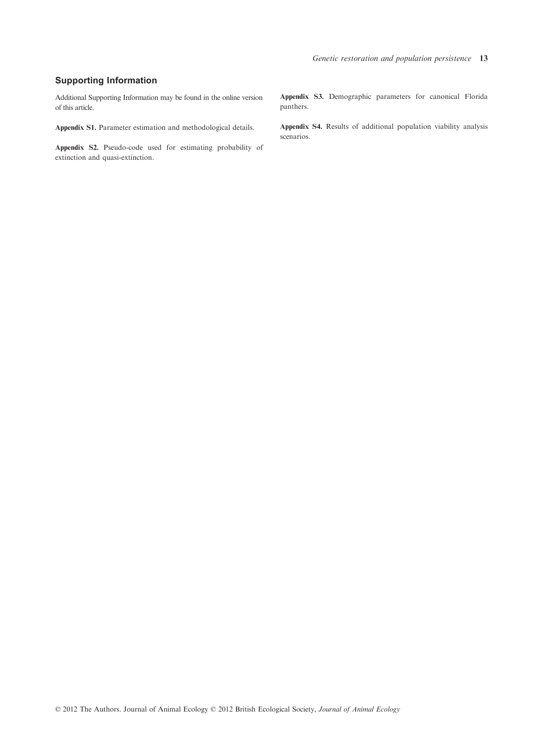## Supporting Information

Additional Supporting Information may be found in the online version of this article.

**Appendix S1.** Parameter estimation and methodological details.

**Appendix S2.** Pseudo-code used for estimating probability of extinction and quasi-extinction.

**Appendix S3.** Demographic parameters for canonical Florida panthers.

**Appendix S4.** Results of additional population viability analysis scenarios.